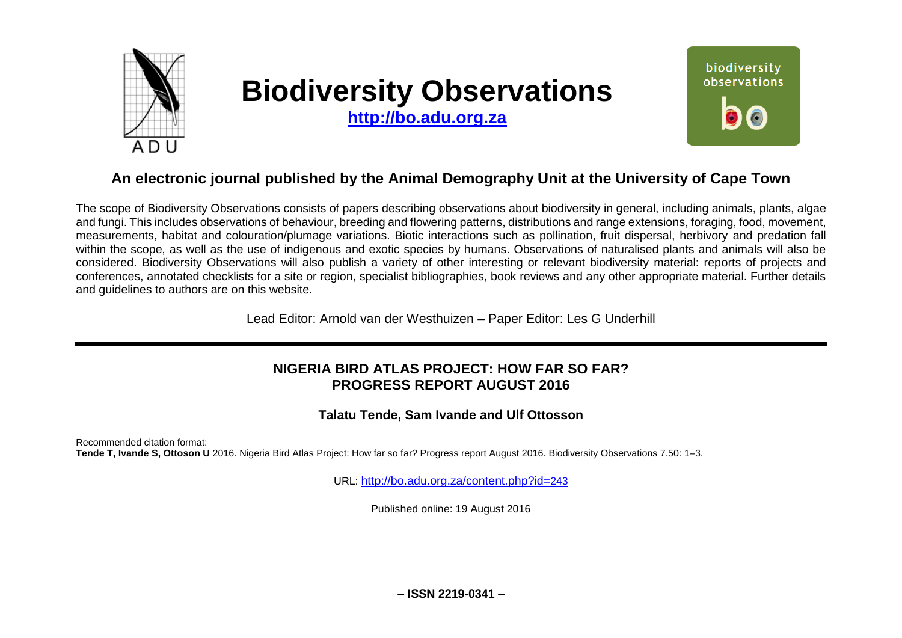# Biodiversity Observations

**http://bo.adu.org.za**

## An electronic journal published by the Animal Demography Unit at the University of Cape Town

The scope of Biodiversity Observations consists of papers describing observations about biodiversity in general, including animals, plants, algae and fungi. This includes observations of behaviour, breeding and flowering patterns, distributions and range extensions, foraging, food, movement, measurements, habitat and colouration/plumage variations. Biotic interactions such as pollination, fruit dispersal, herbivory and predation fall within the scope, as well as the use of indigenous and exotic species by humans. Observations of naturalised plants and animals will also be considered. Biodiversity Observations will also publish a variety of other interesting or relevant biodiversity material: reports of projects and conferences, annotated checklists for a site or region, specialist bibliographies, book reviews and any other appropriate material. Further details and guidelines to authors are on this website.

Lead Editor: Arnold van der Westhuizen – Paper Editor: Les G Underhill

---

## NIGERIA BIRD ATLAS PROJECT: HOW FAR SO FAR? PROGRESS REPORT AUGUST 2016

**Talatu Tende, Sam Ivande and Ulf Ottosson**

Recommended citation format:
**Tende T, Ivande S, Ottoson U** 2016. Nigeria Bird Atlas Project: How far so far? Progress report August 2016. Biodiversity Observations 7.50: 1–3.

URL: http://bo.adu.org.za/content.php?id=243

Published online: 19 August 2016

**– ISSN 2219-0341 –**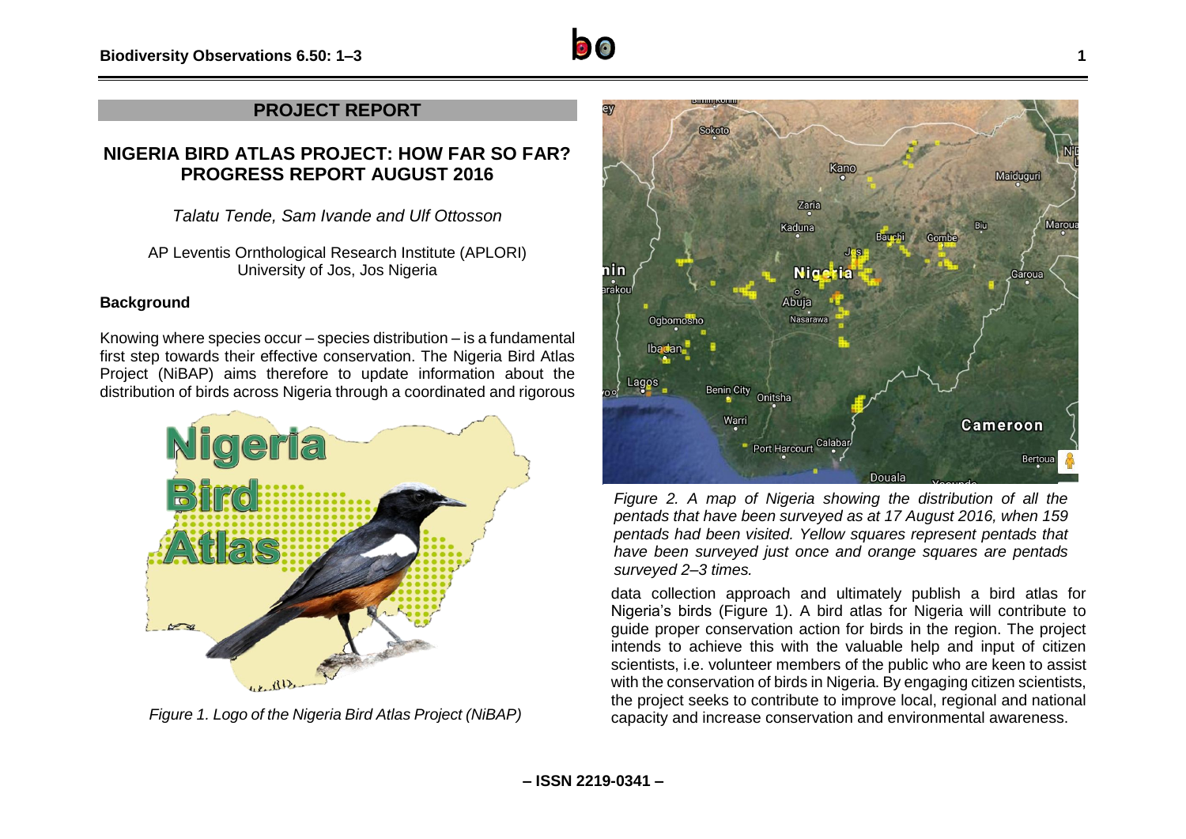## PROJECT REPORT

# NIGERIA BIRD ATLAS PROJECT: HOW FAR SO FAR? PROGRESS REPORT AUGUST 2016

*Talatu Tende, Sam Ivande and Ulf Ottosson*

AP Leventis Ornthological Research Institute (APLORI)
University of Jos, Jos Nigeria

### Background

Knowing where species occur – species distribution – is a fundamental first step towards their effective conservation. The Nigeria Bird Atlas Project (NiBAP) aims therefore to update information about the distribution of birds across Nigeria through a coordinated and rigorous data collection approach and ultimately publish a bird atlas for Nigeria's birds (Figure 1). A bird atlas for Nigeria will contribute to guide proper conservation action for birds in the region. The project intends to achieve this with the valuable help and input of citizen scientists, i.e. volunteer members of the public who are keen to assist with the conservation of birds in Nigeria. By engaging citizen scientists, the project seeks to contribute to improve local, regional and national capacity and increase conservation and environmental awareness.

*Figure 1. Logo of the Nigeria Bird Atlas Project (NiBAP)*

*Figure 2. A map of Nigeria showing the distribution of all the pentads that have been surveyed as at 17 August 2016, when 159 pentads had been visited. Yellow squares represent pentads that have been surveyed just once and orange squares are pentads surveyed 2–3 times.*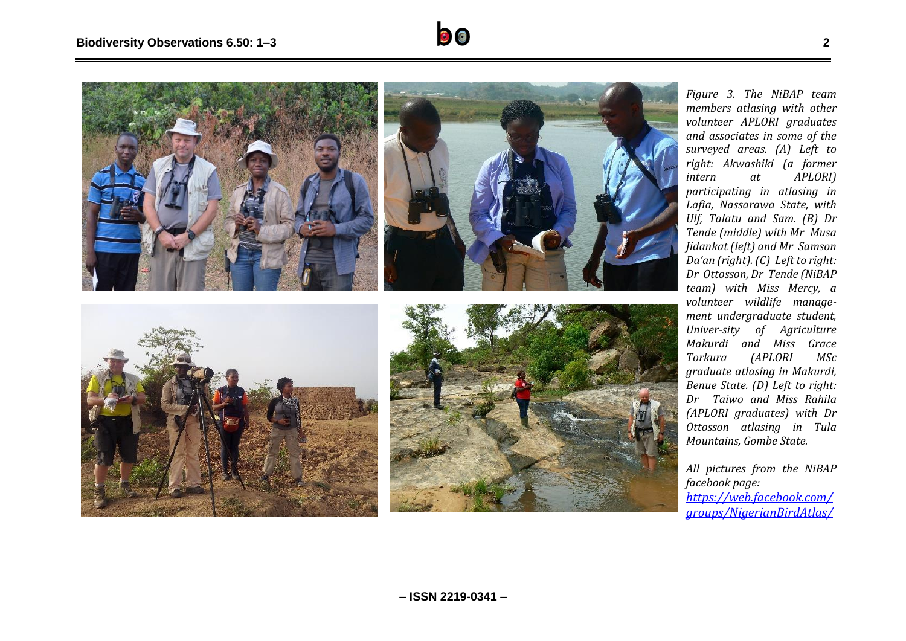*Figure 3. The NiBAP team members atlasing with other volunteer APLORI graduates and associates in some of the surveyed areas. (A) Left to right: Akwashiki (a former intern at APLORI) participating in atlasing in Lafia, Nassarawa State, with Ulf, Talatu and Sam. (B) Dr Tende (middle) with Mr Musa Jidankat (left) and Mr Samson Da'an (right). (C) Left to right: Dr Ottosson, Dr Tende (NiBAP team) with Miss Mercy, a volunteer wildlife manage-ment undergraduate student, Univer-sity of Agriculture Makurdi and Miss Grace Torkura (APLORI MSc graduate atlasing in Makurdi, Benue State. (D) Left to right: Dr Taiwo and Miss Rahila (APLORI graduates) with Dr Ottosson atlasing in Tula Mountains, Gombe State.*

*All pictures from the NiBAP facebook page:* [*https://web.facebook.com/groups/NigerianBirdAtlas/*](https://web.facebook.com/groups/NigerianBirdAtlas/)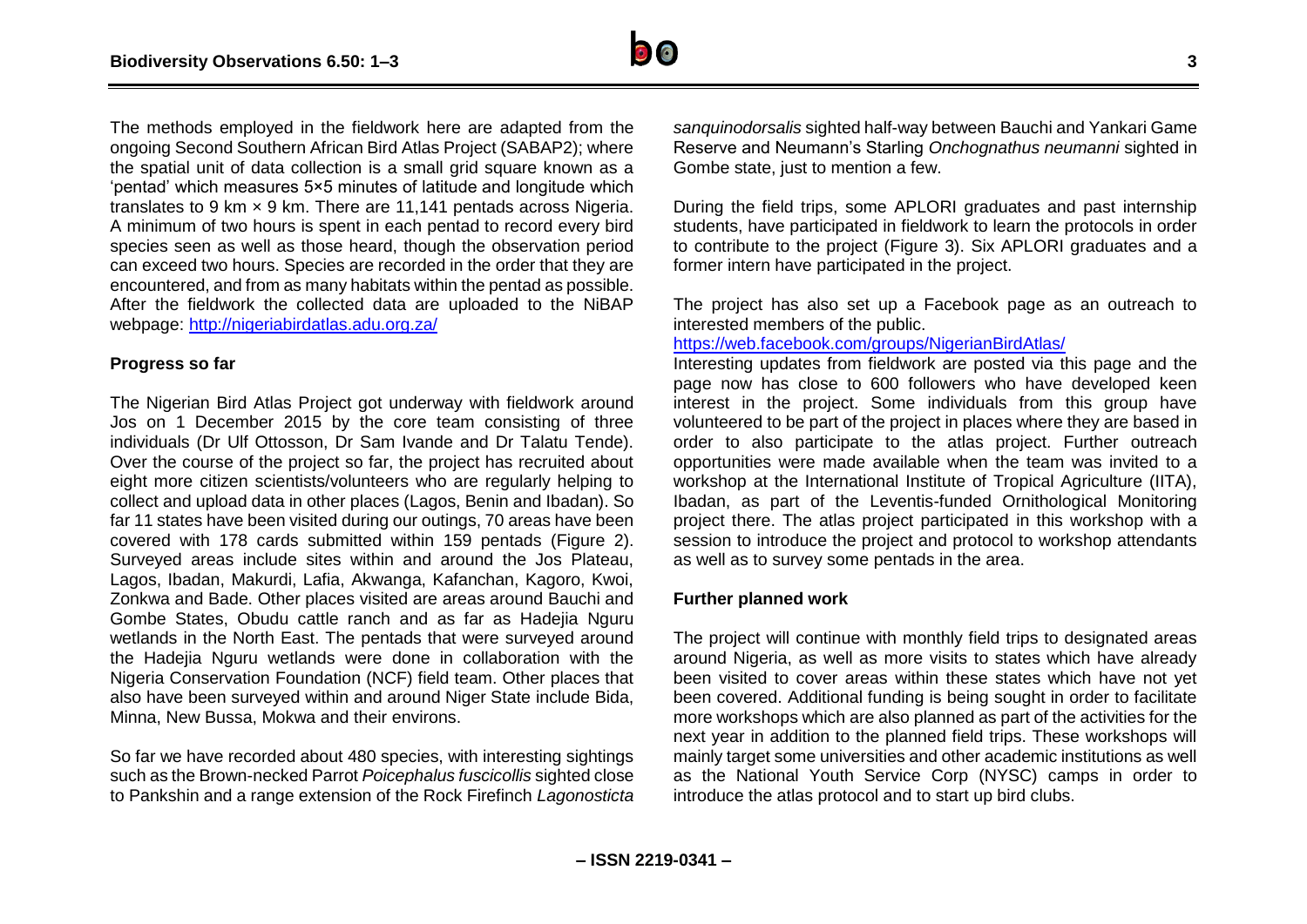The methods employed in the fieldwork here are adapted from the ongoing Second Southern African Bird Atlas Project (SABAP2); where the spatial unit of data collection is a small grid square known as a 'pentad' which measures 5×5 minutes of latitude and longitude which translates to 9 km × 9 km. There are 11,141 pentads across Nigeria. A minimum of two hours is spent in each pentad to record every bird species seen as well as those heard, though the observation period can exceed two hours. Species are recorded in the order that they are encountered, and from as many habitats within the pentad as possible. After the fieldwork the collected data are uploaded to the NiBAP webpage: http://nigeriabirdatlas.adu.org.za/

**Progress so far**

The Nigerian Bird Atlas Project got underway with fieldwork around Jos on 1 December 2015 by the core team consisting of three individuals (Dr Ulf Ottosson, Dr Sam Ivande and Dr Talatu Tende). Over the course of the project so far, the project has recruited about eight more citizen scientists/volunteers who are regularly helping to collect and upload data in other places (Lagos, Benin and Ibadan). So far 11 states have been visited during our outings, 70 areas have been covered with 178 cards submitted within 159 pentads (Figure 2). Surveyed areas include sites within and around the Jos Plateau, Lagos, Ibadan, Makurdi, Lafia, Akwanga, Kafanchan, Kagoro, Kwoi, Zonkwa and Bade. Other places visited are areas around Bauchi and Gombe States, Obudu cattle ranch and as far as Hadejia Nguru wetlands in the North East. The pentads that were surveyed around the Hadejia Nguru wetlands were done in collaboration with the Nigeria Conservation Foundation (NCF) field team. Other places that also have been surveyed within and around Niger State include Bida, Minna, New Bussa, Mokwa and their environs.

So far we have recorded about 480 species, with interesting sightings such as the Brown-necked Parrot *Poicephalus fuscicollis* sighted close to Pankshin and a range extension of the Rock Firefinch *Lagonosticta sanquinodorsalis* sighted half-way between Bauchi and Yankari Game Reserve and Neumann's Starling *Onchognathus neumanni* sighted in Gombe state, just to mention a few.

During the field trips, some APLORI graduates and past internship students, have participated in fieldwork to learn the protocols in order to contribute to the project (Figure 3). Six APLORI graduates and a former intern have participated in the project.

The project has also set up a Facebook page as an outreach to interested members of the public.

https://web.facebook.com/groups/NigerianBirdAtlas/

Interesting updates from fieldwork are posted via this page and the page now has close to 600 followers who have developed keen interest in the project. Some individuals from this group have volunteered to be part of the project in places where they are based in order to also participate to the atlas project. Further outreach opportunities were made available when the team was invited to a workshop at the International Institute of Tropical Agriculture (IITA), Ibadan, as part of the Leventis-funded Ornithological Monitoring project there. The atlas project participated in this workshop with a session to introduce the project and protocol to workshop attendants as well as to survey some pentads in the area.

**Further planned work**

The project will continue with monthly field trips to designated areas around Nigeria, as well as more visits to states which have already been visited to cover areas within these states which have not yet been covered. Additional funding is being sought in order to facilitate more workshops which are also planned as part of the activities for the next year in addition to the planned field trips. These workshops will mainly target some universities and other academic institutions as well as the National Youth Service Corp (NYSC) camps in order to introduce the atlas protocol and to start up bird clubs.